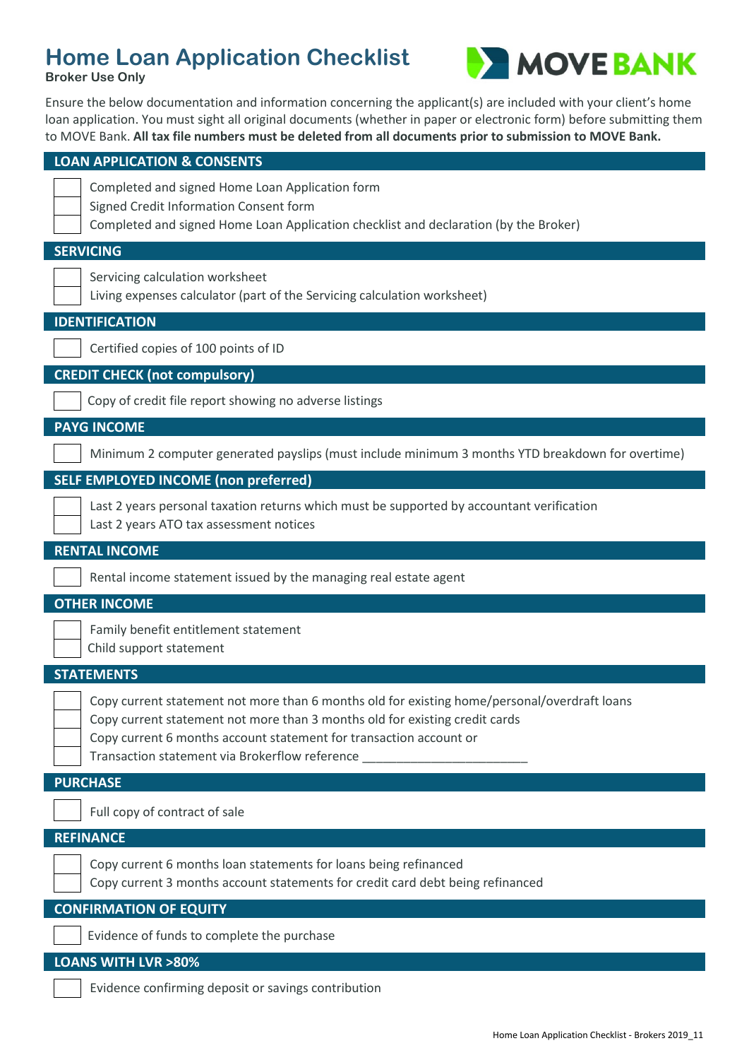# Home Loan Application Checklist

**Broker Use Only**

MOVE BANK

Ensure the below documentation and information concerning the applicant(s) are included with your client's home loan application. You must sight all original documents (whether in paper or electronic form) before submitting them to MOVE Bank. **All tax file numbers must be deleted from all documents prior to submission to MOVE Bank.**

## LOAN APPLICATION & CONSENTS

- [ ] Completed and signed Home Loan Application form
- [ ] Signed Credit Information Consent form
- [ ] Completed and signed Home Loan Application checklist and declaration (by the Broker)

## SERVICING

- [ ] Servicing calculation worksheet
- [ ] Living expenses calculator (part of the Servicing calculation worksheet)

## IDENTIFICATION

- [ ] Certified copies of 100 points of ID

## CREDIT CHECK (not compulsory)

- [ ] Copy of credit file report showing no adverse listings

## PAYG INCOME

- [ ] Minimum 2 computer generated payslips (must include minimum 3 months YTD breakdown for overtime)

## SELF EMPLOYED INCOME (non preferred)

- [ ] Last 2 years personal taxation returns which must be supported by accountant verification
- [ ] Last 2 years ATO tax assessment notices

## RENTAL INCOME

- [ ] Rental income statement issued by the managing real estate agent

## OTHER INCOME

- [ ] Family benefit entitlement statement
- [ ] Child support statement

## STATEMENTS

- [ ] Copy current statement not more than 6 months old for existing home/personal/overdraft loans
- [ ] Copy current statement not more than 3 months old for existing credit cards
- [ ] Copy current 6 months account statement for transaction account or
- [ ] Transaction statement via Brokerflow reference ________________________

## PURCHASE

- [ ] Full copy of contract of sale

## REFINANCE

- [ ] Copy current 6 months loan statements for loans being refinanced
- [ ] Copy current 3 months account statements for credit card debt being refinanced

## CONFIRMATION OF EQUITY

- [ ] Evidence of funds to complete the purchase

## LOANS WITH LVR >80%

- [ ] Evidence confirming deposit or savings contribution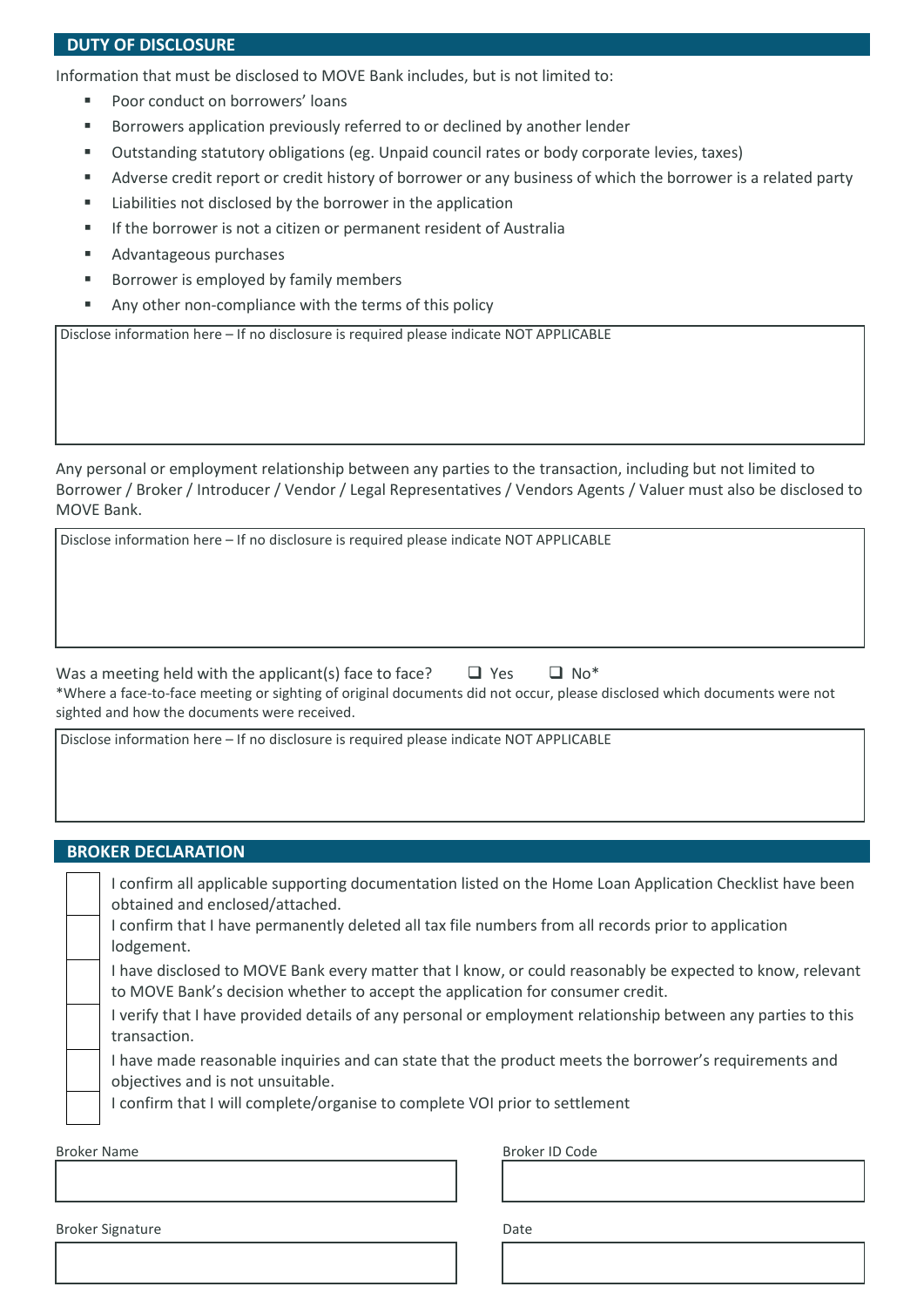## DUTY OF DISCLOSURE

Information that must be disclosed to MOVE Bank includes, but is not limited to:

- Poor conduct on borrowers' loans
- Borrowers application previously referred to or declined by another lender
- Outstanding statutory obligations (eg. Unpaid council rates or body corporate levies, taxes)
- Adverse credit report or credit history of borrower or any business of which the borrower is a related party
- Liabilities not disclosed by the borrower in the application
- If the borrower is not a citizen or permanent resident of Australia
- Advantageous purchases
- Borrower is employed by family members
- Any other non-compliance with the terms of this policy

| Disclose information here – If no disclosure is required please indicate NOT APPLICABLE |
|---|
| |

Any personal or employment relationship between any parties to the transaction, including but not limited to Borrower / Broker / Introducer / Vendor / Legal Representatives / Vendors Agents / Valuer must also be disclosed to MOVE Bank.

| Disclose information here – If no disclosure is required please indicate NOT APPLICABLE |
|---|
| |

Was a meeting held with the applicant(s) face to face? ☐ Yes ☐ No*

*Where a face-to-face meeting or sighting of original documents did not occur, please disclosed which documents were not sighted and how the documents were received.

| Disclose information here – If no disclosure is required please indicate NOT APPLICABLE |
|---|
| |

## BROKER DECLARATION

| | |
|---|---|
| ☐ | I confirm all applicable supporting documentation listed on the Home Loan Application Checklist have been obtained and enclosed/attached. |
| ☐ | I confirm that I have permanently deleted all tax file numbers from all records prior to application lodgement. |
| ☐ | I have disclosed to MOVE Bank every matter that I know, or could reasonably be expected to know, relevant to MOVE Bank's decision whether to accept the application for consumer credit. |
| ☐ | I verify that I have provided details of any personal or employment relationship between any parties to this transaction. |
| ☐ | I have made reasonable inquiries and can state that the product meets the borrower's requirements and objectives and is not unsuitable. |
| ☐ | I confirm that I will complete/organise to complete VOI prior to settlement |

| Broker Name | Broker ID Code |
|---|---|
| | |

| Broker Signature | Date |
|---|---|
| | |